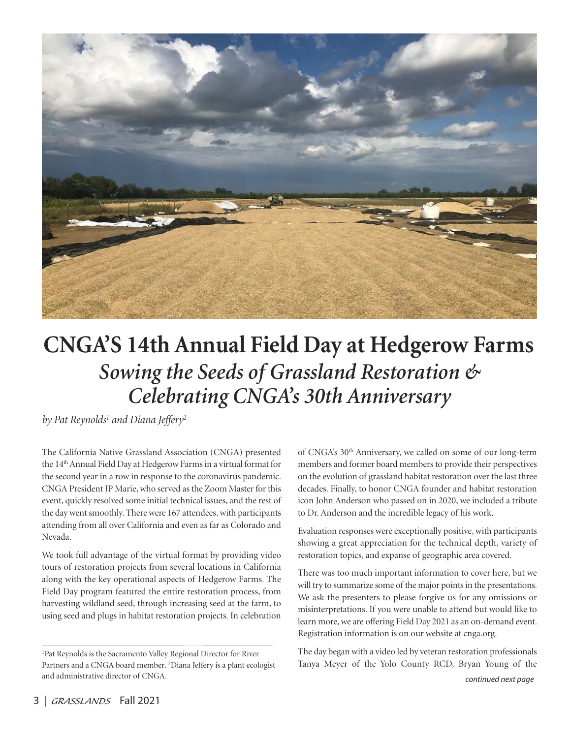# CNGA'S 14th Annual Field Day at Hedgerow Farms

## *Sowing the Seeds of Grassland Restoration & Celebrating CNGA's 30th Anniversary*

*by Pat Reynolds[1] and Diana Jeffery[2]*

The California Native Grassland Association (CNGA) presented the 14th Annual Field Day at Hedgerow Farms in a virtual format for the second year in a row in response to the coronavirus pandemic. CNGA President JP Marie, who served as the Zoom Master for this event, quickly resolved some initial technical issues, and the rest of the day went smoothly. There were 167 attendees, with participants attending from all over California and even as far as Colorado and Nevada.

We took full advantage of the virtual format by providing video tours of restoration projects from several locations in California along with the key operational aspects of Hedgerow Farms. The Field Day program featured the entire restoration process, from harvesting wildland seed, through increasing seed at the farm, to using seed and plugs in habitat restoration projects. In celebration of CNGA's 30th Anniversary, we called on some of our long-term members and former board members to provide their perspectives on the evolution of grassland habitat restoration over the last three decades. Finally, to honor CNGA founder and habitat restoration icon John Anderson who passed on in 2020, we included a tribute to Dr. Anderson and the incredible legacy of his work.

Evaluation responses were exceptionally positive, with participants showing a great appreciation for the technical depth, variety of restoration topics, and expanse of geographic area covered.

There was too much important information to cover here, but we will try to summarize some of the major points in the presentations. We ask the presenters to please forgive us for any omissions or misinterpretations. If you were unable to attend but would like to learn more, we are offering Field Day 2021 as an on-demand event. Registration information is on our website at cnga.org.

The day began with a video led by veteran restoration professionals Tanya Meyer of the Yolo County RCD, Bryan Young of the

*continued next page*

[1]Pat Reynolds is the Sacramento Valley Regional Director for River Partners and a CNGA board member. [2]Diana Jeffery is a plant ecologist and administrative director of CNGA.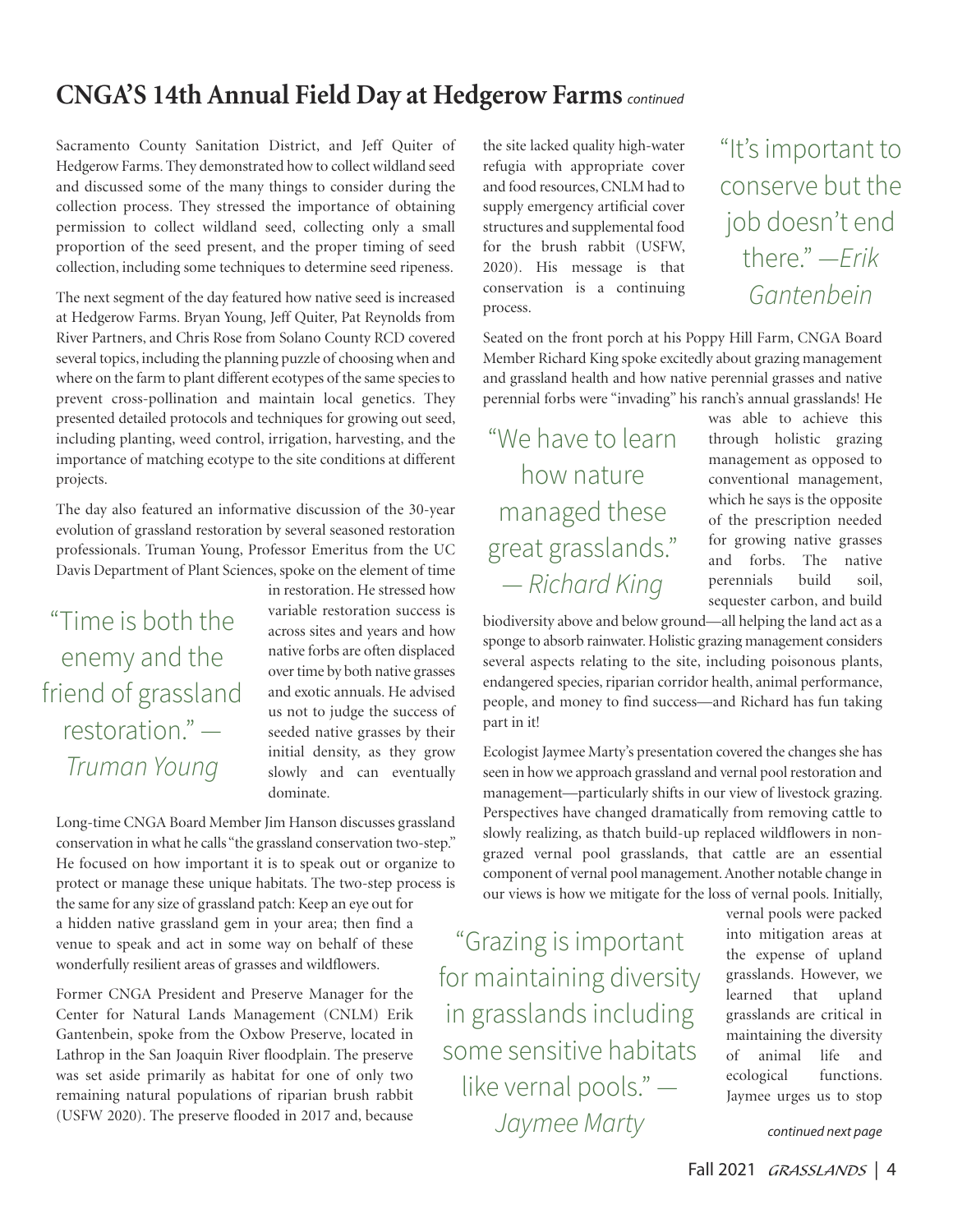## CNGA'S 14th Annual Field Day at Hedgerow Farms *continued*

Sacramento County Sanitation District, and Jeff Quiter of Hedgerow Farms. They demonstrated how to collect wildland seed and discussed some of the many things to consider during the collection process. They stressed the importance of obtaining permission to collect wildland seed, collecting only a small proportion of the seed present, and the proper timing of seed collection, including some techniques to determine seed ripeness.

The next segment of the day featured how native seed is increased at Hedgerow Farms. Bryan Young, Jeff Quiter, Pat Reynolds from River Partners, and Chris Rose from Solano County RCD covered several topics, including the planning puzzle of choosing when and where on the farm to plant different ecotypes of the same species to prevent cross-pollination and maintain local genetics. They presented detailed protocols and techniques for growing out seed, including planting, weed control, irrigation, harvesting, and the importance of matching ecotype to the site conditions at different projects.

The day also featured an informative discussion of the 30-year evolution of grassland restoration by several seasoned restoration professionals. Truman Young, Professor Emeritus from the UC Davis Department of Plant Sciences, spoke on the element of time in restoration. He stressed how variable restoration success is across sites and years and how native forbs are often displaced over time by both native grasses and exotic annuals. He advised us not to judge the success of seeded native grasses by their initial density, as they grow slowly and can eventually dominate.

> "Time is both the enemy and the friend of grassland restoration." —*Truman Young*

Long-time CNGA Board Member Jim Hanson discusses grassland conservation in what he calls "the grassland conservation two-step." He focused on how important it is to speak out or organize to protect or manage these unique habitats. The two-step process is the same for any size of grassland patch: Keep an eye out for a hidden native grassland gem in your area; then find a venue to speak and act in some way on behalf of these wonderfully resilient areas of grasses and wildflowers.

Former CNGA President and Preserve Manager for the Center for Natural Lands Management (CNLM) Erik Gantenbein, spoke from the Oxbow Preserve, located in Lathrop in the San Joaquin River floodplain. The preserve was set aside primarily as habitat for one of only two remaining natural populations of riparian brush rabbit (USFW 2020). The preserve flooded in 2017 and, because the site lacked quality high-water refugia with appropriate cover and food resources, CNLM had to supply emergency artificial cover structures and supplemental food for the brush rabbit (USFW, 2020). His message is that conservation is a continuing process.

> "It's important to conserve but the job doesn't end there." —*Erik Gantenbein*

Seated on the front porch at his Poppy Hill Farm, CNGA Board Member Richard King spoke excitedly about grazing management and grassland health and how native perennial grasses and native perennial forbs were "invading" his ranch's annual grasslands! He was able to achieve this through holistic grazing management as opposed to conventional management, which he says is the opposite of the prescription needed for growing native grasses and forbs. The native perennials build soil, sequester carbon, and build biodiversity above and below ground—all helping the land act as a sponge to absorb rainwater. Holistic grazing management considers several aspects relating to the site, including poisonous plants, endangered species, riparian corridor health, animal performance, people, and money to find success—and Richard has fun taking part in it!

> "We have to learn how nature managed these great grasslands." — *Richard King*

Ecologist Jaymee Marty's presentation covered the changes she has seen in how we approach grassland and vernal pool restoration and management—particularly shifts in our view of livestock grazing. Perspectives have changed dramatically from removing cattle to slowly realizing, as thatch build-up replaced wildflowers in non-grazed vernal pool grasslands, that cattle are an essential component of vernal pool management. Another notable change in our views is how we mitigate for the loss of vernal pools. Initially, vernal pools were packed into mitigation areas at the expense of upland grasslands. However, we learned that upland grasslands are critical in maintaining the diversity of animal life and ecological functions. Jaymee urges us to stop

> "Grazing is important for maintaining diversity in grasslands including some sensitive habitats like vernal pools." — *Jaymee Marty*

*continued next page*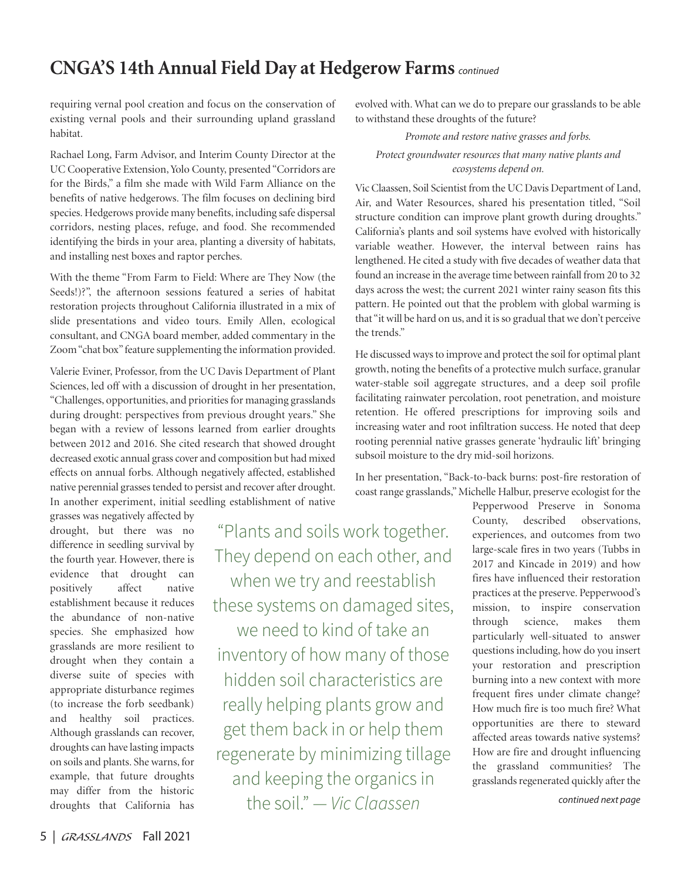# CNGA'S 14th Annual Field Day at Hedgerow Farms *continued*

requiring vernal pool creation and focus on the conservation of existing vernal pools and their surrounding upland grassland habitat.

Rachael Long, Farm Advisor, and Interim County Director at the UC Cooperative Extension, Yolo County, presented "Corridors are for the Birds," a film she made with Wild Farm Alliance on the benefits of native hedgerows. The film focuses on declining bird species. Hedgerows provide many benefits, including safe dispersal corridors, nesting places, refuge, and food. She recommended identifying the birds in your area, planting a diversity of habitats, and installing nest boxes and raptor perches.

With the theme "From Farm to Field: Where are They Now (the Seeds!)?", the afternoon sessions featured a series of habitat restoration projects throughout California illustrated in a mix of slide presentations and video tours. Emily Allen, ecological consultant, and CNGA board member, added commentary in the Zoom "chat box" feature supplementing the information provided.

Valerie Eviner, Professor, from the UC Davis Department of Plant Sciences, led off with a discussion of drought in her presentation, "Challenges, opportunities, and priorities for managing grasslands during drought: perspectives from previous drought years." She began with a review of lessons learned from earlier droughts between 2012 and 2016. She cited research that showed drought decreased exotic annual grass cover and composition but had mixed effects on annual forbs. Although negatively affected, established native perennial grasses tended to persist and recover after drought. In another experiment, initial seedling establishment of native grasses was negatively affected by drought, but there was no difference in seedling survival by the fourth year. However, there is evidence that drought can positively affect native establishment because it reduces the abundance of non-native species. She emphasized how grasslands are more resilient to drought when they contain a diverse suite of species with appropriate disturbance regimes (to increase the forb seedbank) and healthy soil practices. Although grasslands can recover, droughts can have lasting impacts on soils and plants. She warns, for example, that future droughts may differ from the historic droughts that California has evolved with. What can we do to prepare our grasslands to be able to withstand these droughts of the future?

*Promote and restore native grasses and forbs.*

*Protect groundwater resources that many native plants and ecosystems depend on.*

Vic Claassen, Soil Scientist from the UC Davis Department of Land, Air, and Water Resources, shared his presentation titled, "Soil structure condition can improve plant growth during droughts." California's plants and soil systems have evolved with historically variable weather. However, the interval between rains has lengthened. He cited a study with five decades of weather data that found an increase in the average time between rainfall from 20 to 32 days across the west; the current 2021 winter rainy season fits this pattern. He pointed out that the problem with global warming is that "it will be hard on us, and it is so gradual that we don't perceive the trends."

He discussed ways to improve and protect the soil for optimal plant growth, noting the benefits of a protective mulch surface, granular water-stable soil aggregate structures, and a deep soil profile facilitating rainwater percolation, root penetration, and moisture retention. He offered prescriptions for improving soils and increasing water and root infiltration success. He noted that deep rooting perennial native grasses generate 'hydraulic lift' bringing subsoil moisture to the dry mid-soil horizons.

> "Plants and soils work together. They depend on each other, and when we try and reestablish these systems on damaged sites, we need to kind of take an inventory of how many of those hidden soil characteristics are really helping plants grow and get them back in or help them regenerate by minimizing tillage and keeping the organics in the soil." — *Vic Claassen*

In her presentation, "Back-to-back burns: post-fire restoration of coast range grasslands," Michelle Halbur, preserve ecologist for the Pepperwood Preserve in Sonoma County, described observations, experiences, and outcomes from two large-scale fires in two years (Tubbs in 2017 and Kincade in 2019) and how fires have influenced their restoration practices at the preserve. Pepperwood's mission, to inspire conservation through science, makes them particularly well-situated to answer questions including, how do you insert your restoration and prescription burning into a new context with more frequent fires under climate change? How much fire is too much fire? What opportunities are there to steward affected areas towards native systems? How are fire and drought influencing the grassland communities? The grasslands regenerated quickly after the

*continued next page*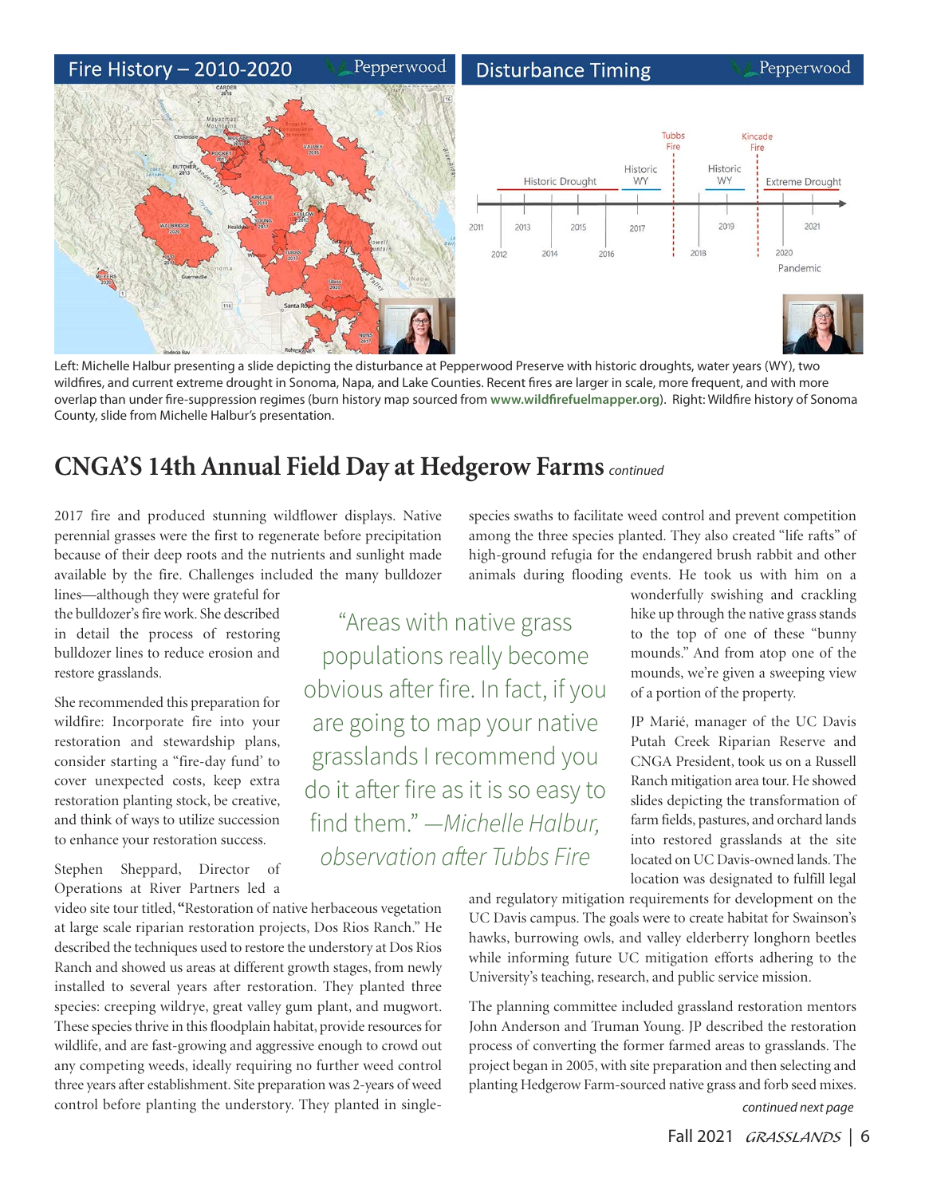Left: Michelle Halbur presenting a slide depicting the disturbance at Pepperwood Preserve with historic droughts, water years (WY), two wildfires, and current extreme drought in Sonoma, Napa, and Lake Counties. Recent fires are larger in scale, more frequent, and with more overlap than under fire-suppression regimes (burn history map sourced from **www.wildfirefuelmapper.org**). Right: Wildfire history of Sonoma County, slide from Michelle Halbur's presentation.

## CNGA'S 14th Annual Field Day at Hedgerow Farms *continued*

2017 fire and produced stunning wildflower displays. Native perennial grasses were the first to regenerate before precipitation because of their deep roots and the nutrients and sunlight made available by the fire. Challenges included the many bulldozer lines—although they were grateful for the bulldozer's fire work. She described in detail the process of restoring bulldozer lines to reduce erosion and restore grasslands.

She recommended this preparation for wildfire: Incorporate fire into your restoration and stewardship plans, consider starting a "fire-day fund' to cover unexpected costs, keep extra restoration planting stock, be creative, and think of ways to utilize succession to enhance your restoration success.

> "Areas with native grass populations really become obvious after fire. In fact, if you are going to map your native grasslands I recommend you do it after fire as it is so easy to find them." *—Michelle Halbur, observation after Tubbs Fire*

Stephen Sheppard, Director of Operations at River Partners led a video site tour titled, **"**Restoration of native herbaceous vegetation at large scale riparian restoration projects, Dos Rios Ranch." He described the techniques used to restore the understory at Dos Rios Ranch and showed us areas at different growth stages, from newly installed to several years after restoration. They planted three species: creeping wildrye, great valley gum plant, and mugwort. These species thrive in this floodplain habitat, provide resources for wildlife, and are fast-growing and aggressive enough to crowd out any competing weeds, ideally requiring no further weed control three years after establishment. Site preparation was 2-years of weed control before planting the understory. They planted in single-species swaths to facilitate weed control and prevent competition among the three species planted. They also created "life rafts" of high-ground refugia for the endangered brush rabbit and other animals during flooding events. He took us with him on a wonderfully swishing and crackling hike up through the native grass stands to the top of one of these "bunny mounds." And from atop one of the mounds, we're given a sweeping view of a portion of the property.

JP Marié, manager of the UC Davis Putah Creek Riparian Reserve and CNGA President, took us on a Russell Ranch mitigation area tour. He showed slides depicting the transformation of farm fields, pastures, and orchard lands into restored grasslands at the site located on UC Davis-owned lands. The location was designated to fulfill legal and regulatory mitigation requirements for development on the UC Davis campus. The goals were to create habitat for Swainson's hawks, burrowing owls, and valley elderberry longhorn beetles while informing future UC mitigation efforts adhering to the University's teaching, research, and public service mission.

The planning committee included grassland restoration mentors John Anderson and Truman Young. JP described the restoration process of converting the former farmed areas to grasslands. The project began in 2005, with site preparation and then selecting and planting Hedgerow Farm-sourced native grass and forb seed mixes.

*continued next page*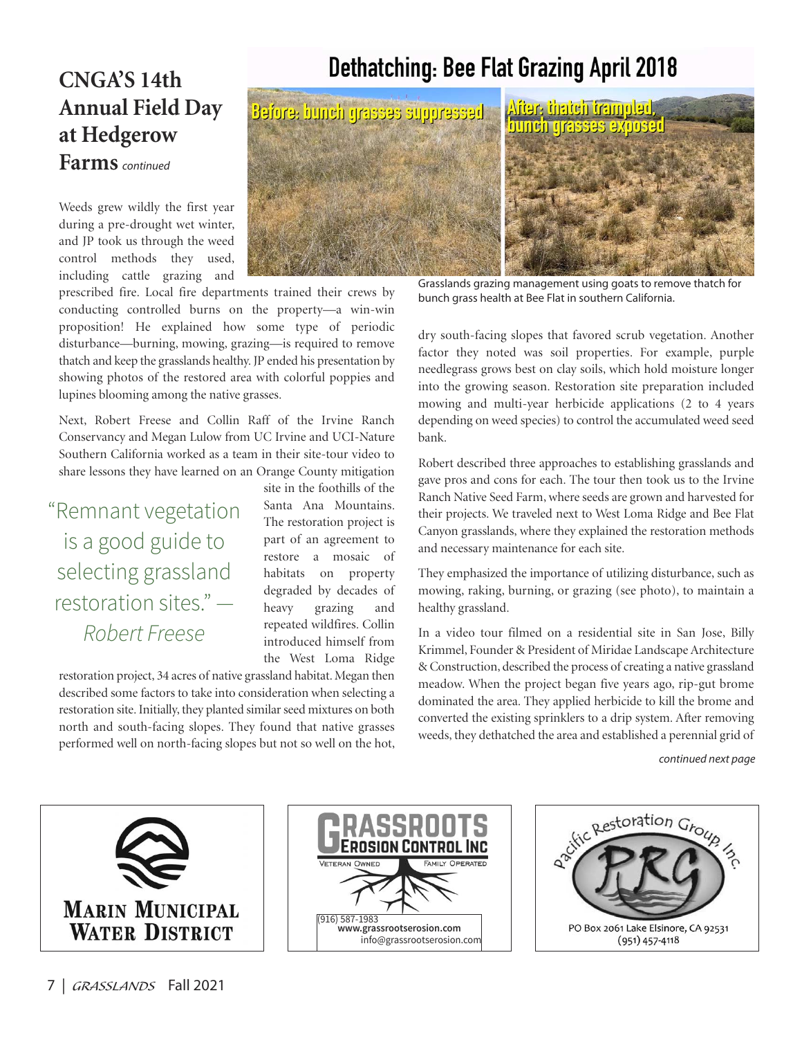## CNGA'S 14th Annual Field Day at Hedgerow Farms *continued*

Weeds grew wildly the first year during a pre-drought wet winter, and JP took us through the weed control methods they used, including cattle grazing and prescribed fire. Local fire departments trained their crews by conducting controlled burns on the property—a win-win proposition! He explained how some type of periodic disturbance—burning, mowing, grazing—is required to remove thatch and keep the grasslands healthy. JP ended his presentation by showing photos of the restored area with colorful poppies and lupines blooming among the native grasses.

Next, Robert Freese and Collin Raff of the Irvine Ranch Conservancy and Megan Lulow from UC Irvine and UCI-Nature Southern California worked as a team in their site-tour video to share lessons they have learned on an Orange County mitigation site in the foothills of the Santa Ana Mountains. The restoration project is part of an agreement to restore a mosaic of habitats on property degraded by decades of heavy grazing and repeated wildfires. Collin introduced himself from the West Loma Ridge restoration project, 34 acres of native grassland habitat. Megan then described some factors to take into consideration when selecting a restoration site. Initially, they planted similar seed mixtures on both north and south-facing slopes. They found that native grasses performed well on north-facing slopes but not so well on the hot, dry south-facing slopes that favored scrub vegetation. Another factor they noted was soil properties. For example, purple needlegrass grows best on clay soils, which hold moisture longer into the growing season. Restoration site preparation included mowing and multi-year herbicide applications (2 to 4 years depending on weed species) to control the accumulated weed seed bank.

> "Remnant vegetation is a good guide to selecting grassland restoration sites." — *Robert Freese*

**Dethatching: Bee Flat Grazing April 2018**

Before: bunch grasses suppressed

After: thatch trampled, bunch grasses exposed

Grasslands grazing management using goats to remove thatch for bunch grass health at Bee Flat in southern California.

Robert described three approaches to establishing grasslands and gave pros and cons for each. The tour then took us to the Irvine Ranch Native Seed Farm, where seeds are grown and harvested for their projects. We traveled next to West Loma Ridge and Bee Flat Canyon grasslands, where they explained the restoration methods and necessary maintenance for each site.

They emphasized the importance of utilizing disturbance, such as mowing, raking, burning, or grazing (see photo), to maintain a healthy grassland.

In a video tour filmed on a residential site in San Jose, Billy Krimmel, Founder & President of Miridae Landscape Architecture & Construction, described the process of creating a native grassland meadow. When the project began five years ago, rip-gut brome dominated the area. They applied herbicide to kill the brome and converted the existing sprinklers to a drip system. After removing weeds, they dethatched the area and established a perennial grid of

*continued next page*

MARIN MUNICIPAL WATER DISTRICT

GRASSROOTS EROSION CONTROL INC
VETERAN OWNED FAMILY OPERATED
(916) 587-1983
www.grassrootserosion.com
info@grassrootserosion.com

Pacific Restoration Group, Inc.
PRG
PO Box 2061 Lake Elsinore, CA 92531
(951) 457-4118